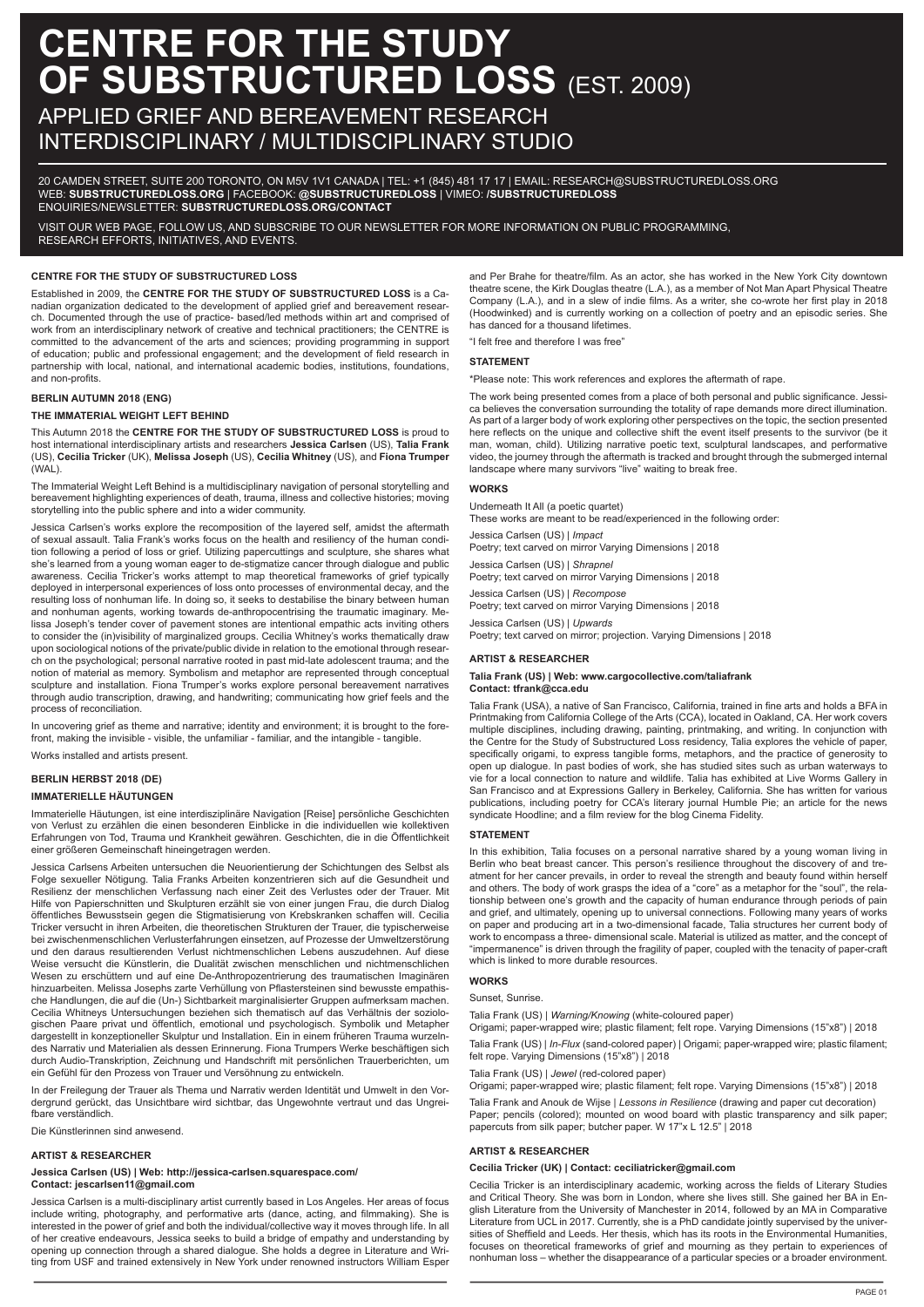# CENTRE FOR THE STUDY OF SUBSTRUCTURED LOSS (EST. 2009)

## APPLIED GRIEF AND BEREAVEMENT RESEARCH INTERDISCIPLINARY / MULTIDISCIPLINARY STUDIO

20 CAMDEN STREET, SUITE 200 TORONTO, ON M5V 1V1 CANADA | TEL: +1 (845) 481 17 17 | EMAIL: RESEARCH@SUBSTRUCTUREDLOSS.ORG
WEB: **SUBSTRUCTUREDLOSS.ORG** | FACEBOOK: **@SUBSTRUCTUREDLOSS** | VIMEO: **/SUBSTRUCTUREDLOSS**
ENQUIRIES/NEWSLETTER: **SUBSTRUCTUREDLOSS.ORG/CONTACT**

VISIT OUR WEB PAGE, FOLLOW US, AND SUBSCRIBE TO OUR NEWSLETTER FOR MORE INFORMATION ON PUBLIC PROGRAMMING, RESEARCH EFFORTS, INITIATIVES, AND EVENTS.

### CENTRE FOR THE STUDY OF SUBSTRUCTURED LOSS

Established in 2009, the **CENTRE FOR THE STUDY OF SUBSTRUCTURED LOSS** is a Canadian organization dedicated to the development of applied grief and bereavement research. Documented through the use of practice- based/led methods within art and comprised of work from an interdisciplinary network of creative and technical practitioners; the CENTRE is committed to the advancement of the arts and sciences; providing programming in support of education; public and professional engagement; and the development of field research in partnership with local, national, and international academic bodies, institutions, foundations, and non-profits.

### BERLIN AUTUMN 2018 (ENG)

### THE IMMATERIAL WEIGHT LEFT BEHIND

This Autumn 2018 the **CENTRE FOR THE STUDY OF SUBSTRUCTURED LOSS** is proud to host international interdisciplinary artists and researchers **Jessica Carlsen** (US), **Talia Frank** (US), **Cecilia Tricker** (UK), **Melissa Joseph** (US), **Cecilia Whitney** (US), and **Fiona Trumper** (WAL).

The Immaterial Weight Left Behind is a multidisciplinary navigation of personal storytelling and bereavement highlighting experiences of death, trauma, illness and collective histories; moving storytelling into the public sphere and into a wider community.

Jessica Carlsen's works explore the recomposition of the layered self, amidst the aftermath of sexual assault. Talia Frank's works focus on the health and resiliency of the human condition following a period of loss or grief. Utilizing papercuttings and sculpture, she shares what she's learned from a young woman eager to de-stigmatize cancer through dialogue and public awareness. Cecilia Tricker's works attempt to map theoretical frameworks of grief typically deployed in interpersonal experiences of loss onto processes of environmental decay, and the resulting loss of nonhuman life. In doing so, it seeks to destabilise the binary between human and nonhuman agents, working towards de-anthropocentrising the traumatic imaginary. Melissa Joseph's tender cover of pavement stones are intentional empathic acts inviting others to consider the (in)visibility of marginalized groups. Cecilia Whitney's works thematically draw upon sociological notions of the private/public divide in relation to the emotional through research on the psychological; personal narrative rooted in past mid-late adolescent trauma; and the notion of material as memory. Symbolism and metaphor are represented through conceptual sculpture and installation. Fiona Trumper's works explore personal bereavement narratives through audio transcription, drawing, and handwriting; communicating how grief feels and the process of reconciliation.

In uncovering grief as theme and narrative; identity and environment; it is brought to the forefront, making the invisible - visible, the unfamiliar - familiar, and the intangible - tangible.

Works installed and artists present.

### BERLIN HERBST 2018 (DE)

### IMMATERIELLE HÄUTUNGEN

Immaterielle Häutungen, ist eine interdisziplinäre Navigation [Reise] persönliche Geschichten von Verlust zu erzählen die einen besonderen Einblicke in die individuellen wie kollektiven Erfahrungen von Tod, Trauma und Krankheit gewähren. Geschichten, die in die Öffentlichkeit einer größeren Gemeinschaft hineingetragen werden.

Jessica Carlsens Arbeiten untersuchen die Neuorientierung der Schichtungen des Selbst als Folge sexueller Nötigung. Talia Franks Arbeiten konzentrieren sich auf die Gesundheit und Resilienz der menschlichen Verfassung nach einer Zeit des Verlustes oder der Trauer. Mit Hilfe von Papierschnitten und Skulpturen erzählt sie von einer jungen Frau, die durch Dialog öffentliches Bewusstsein gegen die Stigmatisierung von Krebskranken schaffen will. Cecilia Tricker versucht in ihren Arbeiten, die theoretischen Strukturen der Trauer, die typischerweise bei zwischenmenschlichen Verlusterfahrungen einsetzen, auf Prozesse der Umweltzerstörung und den daraus resultierenden Verlust nichtmenschlichen Lebens auszudehnen. Auf diese Weise versucht die Künstlerin, die Dualität zwischen menschlichen und nichtmenschlichen Wesen zu erschüttern und auf eine De-Anthropozentrierung des traumatischen Imaginären hinzuarbeiten. Melissa Josephs zarte Verhüllung von Pflastersteinen sind bewusste empathische Handlungen, die auf die (Un-) Sichtbarkeit marginalisierter Gruppen aufmerksam machen. Cecilia Whitneys Untersuchungen beziehen sich thematisch auf das Verhältnis der soziologischen Paare privat und öffentlich, emotional und psychologisch. Symbolik und Metapher dargestellt in konzeptioneller Skulptur und Installation. Ein in einem früheren Trauma wurzelndes Narrativ und Materialien als dessen Erinnerung. Fiona Trumpers Werke beschäftigen sich durch Audio-Transkription, Zeichnung und Handschrift mit persönlichen Trauerberichten, um ein Gefühl für den Prozess von Versöhnung zu entwickeln.

In der Freilegung der Trauer als Thema und Narrativ werden Identität und Umwelt in den Vordergrund gerückt, das Unsichtbare wird sichtbar, das Ungewohnte vertraut und das Ungreifbare verständlich.

Die Künstlerinnen sind anwesend.

### ARTIST & RESEARCHER

**Jessica Carlsen (US) | Web: http://jessica-carlsen.squarespace.com/**
**Contact: jescarlsen11@gmail.com**

Jessica Carlsen is a multi-disciplinary artist currently based in Los Angeles. Her areas of focus include writing, photography, and performative arts (dance, acting, and filmmaking). She is interested in the power of grief and both the individual/collective way it moves through life. In all of her creative endeavours, Jessica seeks to build a bridge of empathy and understanding by opening up connection through a shared dialogue. She holds a degree in Literature and Writing from USF and trained extensively in New York under renowned instructors William Esper and Per Brahe for theatre/film. As an actor, she has worked in the New York City downtown theatre scene, the Kirk Douglas theatre (L.A.), as a member of Not Man Apart Physical Theatre Company (L.A.), and in a slew of indie films. As a writer, she co-wrote her first play in 2018 (Hoodwinked) and is currently working on a collection of poetry and an episodic series. She has danced for a thousand lifetimes.

"I felt free and therefore I was free"

### STATEMENT

*Please note: This work references and explores the aftermath of rape.

The work being presented comes from a place of both personal and public significance. Jessica believes the conversation surrounding the totality of rape demands more direct illumination. As part of a larger body of work exploring other perspectives on the topic, the section presented here reflects on the unique and collective shift the event itself presents to the survivor (be it man, woman, child). Utilizing narrative poetic text, sculptural landscapes, and performative video, the journey through the aftermath is tracked and brought through the submerged internal landscape where many survivors "live" waiting to break free.

### WORKS

Underneath It All (a poetic quartet)
These works are meant to be read/experienced in the following order:

Jessica Carlsen (US) | *Impact*
Poetry; text carved on mirror Varying Dimensions | 2018

Jessica Carlsen (US) | *Shrapnel*
Poetry; text carved on mirror Varying Dimensions | 2018

Jessica Carlsen (US) | *Recompose*
Poetry; text carved on mirror Varying Dimensions | 2018

Jessica Carlsen (US) | *Upwards*
Poetry; text carved on mirror; projection. Varying Dimensions | 2018

### ARTIST & RESEARCHER

**Talia Frank (US) | Web: www.cargocollective.com/taliafrank**
**Contact: tfrank@cca.edu**

Talia Frank (USA), a native of San Francisco, California, trained in fine arts and holds a BFA in Printmaking from California College of the Arts (CCA), located in Oakland, CA. Her work covers multiple disciplines, including drawing, painting, printmaking, and writing. In conjunction with the Centre for the Study of Substructured Loss residency, Talia explores the vehicle of paper, specifically origami, to express tangible forms, metaphors, and the practice of generosity to open up dialogue. In past bodies of work, she has studied sites such as urban waterways to vie for a local connection to nature and wildlife. Talia has exhibited at Live Worms Gallery in San Francisco and at Expressions Gallery in Berkeley, California. She has written for various publications, including poetry for CCA's literary journal Humble Pie; an article for the news syndicate Hoodline; and a film review for the blog Cinema Fidelity.

### STATEMENT

In this exhibition, Talia focuses on a personal narrative shared by a young woman living in Berlin who beat breast cancer. This person's resilience throughout the discovery of and treatment for her cancer prevails, in order to reveal the strength and beauty found within herself and others. The body of work grasps the idea of a "core" as a metaphor for the "soul", the relationship between one's growth and the capacity of human endurance through periods of pain and grief, and ultimately, opening up to universal connections. Following many years of works on paper and producing art in a two-dimensional facade, Talia structures her current body of work to encompass a three- dimensional scale. Material is utilized as matter, and the concept of "impermanence" is driven through the fragility of paper, coupled with the tenacity of paper-craft which is linked to more durable resources.

### WORKS

Sunset, Sunrise.

Talia Frank (US) | *Warning/Knowing* (white-coloured paper)
Origami; paper-wrapped wire; plastic filament; felt rope. Varying Dimensions (15"x8") | 2018

Talia Frank (US) | *In-Flux* (sand-colored paper) | Origami; paper-wrapped wire; plastic filament; felt rope. Varying Dimensions (15"x8") | 2018

Talia Frank (US) | *Jewel* (red-colored paper)
Origami; paper-wrapped wire; plastic filament; felt rope. Varying Dimensions (15"x8") | 2018

Talia Frank and Anouk de Wijse | *Lessons in Resilience* (drawing and paper cut decoration)
Paper; pencils (colored); mounted on wood board with plastic transparency and silk paper; papercuts from silk paper; butcher paper. W 17"x L 12.5" | 2018

### ARTIST & RESEARCHER

**Cecilia Tricker (UK) | Contact: ceciliatricker@gmail.com**

Cecilia Tricker is an interdisciplinary academic, working across the fields of Literary Studies and Critical Theory. She was born in London, where she lives still. She gained her BA in English Literature from the University of Manchester in 2014, followed by an MA in Comparative Literature from UCL in 2017. Currently, she is a PhD candidate jointly supervised by the universities of Sheffield and Leeds. Her thesis, which has its roots in the Environmental Humanities, focuses on theoretical frameworks of grief and mourning as they pertain to experiences of nonhuman loss – whether the disappearance of a particular species or a broader environment.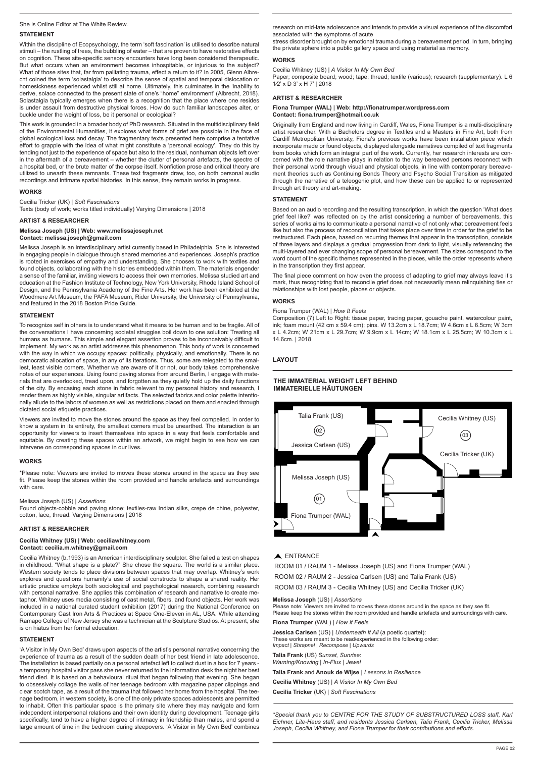She is Online Editor at The White Review.

### STATEMENT

Within the discipline of Ecopsychology, the term 'soft fascination' is utilised to describe natural stimuli – the rustling of trees, the bubbling of water – that are proven to have restorative effects on cognition. These site-specific sensory encounters have long been considered therapeutic. But what occurs when an environment becomes inhospitable, or injurious to the subject? What of those sites that, far from palliating trauma, effect a return to it? In 2005, Glenn Albrecht coined the term 'solastalgia' to describe the sense of spatial and temporal dislocation or homesickness experienced whilst still at home. Ultimately, this culminates in the 'inability to derive, solace connected to the present state of one's "home" environment' (Albrecht, 2018). Solastalgia typically emerges when there is a recognition that the place where one resides is under assault from destructive physical forces. How do such familiar landscapes alter, or buckle under the weight of loss, be it personal or ecological?

This work is grounded in a broader body of PhD research. Situated in the multidisciplinary field of the Environmental Humanities, it explores what forms of grief are possible in the face of global ecological loss and decay. The fragmentary texts presented here comprise a tentative effort to grapple with the idea of what might constitute a 'personal ecology'. They do this by tending not just to the experience of space but also to the residual, nonhuman objects left over in the aftermath of a bereavement – whether the clutter of personal artefacts, the spectre of a hospital bed, or the brute matter of the corpse itself. Nonfiction prose and critical theory are utilized to unearth these remnants. These text fragments draw, too, on both personal audio recordings and intimate spatial histories. In this sense, they remain works in progress.

### WORKS

Cecilia Tricker (UK) | *Soft Fascinations*
Texts (body of work; works titled individually) Varying Dimensions | 2018

### ARTIST & RESEARCHER

**Melissa Joseph (US) | Web: www.melissajoseph.net**
**Contact: melissa.joseph@gmail.com**

Melissa Joseph is an interdisciplinary artist currently based in Philadelphia. She is interested in engaging people in dialogue through shared memories and experiences. Joseph's practice is rooted in exercises of empathy and understanding. She chooses to work with textiles and found objects, collaborating with the histories embedded within them. The materials engender a sense of the familiar, inviting viewers to access their own memories. Melissa studied art and education at the Fashion Institute of Technology, New York University, Rhode Island School of Design, and the Pennsylvania Academy of the Fine Arts. Her work has been exhibited at the Woodmere Art Museum, the PAFA Museum, Rider University, the University of Pennsylvania, and featured in the 2018 Boston Pride Guide.

### STATEMENT

To recognize self in others is to understand what it means to be human and to be fragile. All of the conversations I have concerning societal struggles boil down to one solution: Treating all humans as humans. This simple and elegant assertion proves to be inconceivably difficult to implement. My work as an artist addresses this phenomenon. This body of work is concerned with the way in which we occupy spaces: politically, physically, and emotionally. There is no democratic allocation of space, in any of its iterations. Thus, some are relegated to the smallest, least visible corners. Whether we are aware of it or not, our body takes comprehensive notes of our experiences. Using found paving stones from around Berlin, I engage with materials that are overlooked, tread upon, and forgotten as they quietly hold up the daily functions of the city. By encasing each stone in fabric relevant to my personal history and research, I render them as highly visible, singular artifacts. The selected fabrics and color palette intentionally allude to the labors of women as well as restrictions placed on them and enacted through dictated social etiquette practices.

Viewers are invited to move the stones around the space as they feel compelled. In order to know a system in its entirety, the smallest corners must be unearthed. The interaction is an opportunity for viewers to insert themselves into space in a way that feels comfortable and equitable. By creating these spaces within an artwork, we might begin to see how we can intervene on corresponding spaces in our lives.

### WORKS

*Please note: Viewers are invited to moves these stones around in the space as they see fit. Please keep the stones within the room provided and handle artefacts and surroundings with care.

Melissa Joseph (US) | *Assertions*
Found objects-cobble and paving stone; textiles-raw Indian silks, crepe de chine, polyester, cotton, lace, thread. Varying Dimensions | 2018

### ARTIST & RESEARCHER

**Cecilia Whitney (US) | Web: ceciliawhitney.com**
**Contact: cecilia.m.whitney@gmail.com**

Cecilia Whitney (b.1993) is an American interdisciplinary sculptor. She failed a test on shapes in childhood. "What shape is a plate?" She chose the square. The world is a similar place. Western society tends to place divisions between spaces that may overlap. Whitney's work explores and questions humanity's use of social constructs to shape a shared reality. Her artistic practice employs both sociological and psychological research, combining research with personal narrative. She applies this combination of research and narrative to create metaphor. Whitney uses media consisting of cast metal, fibers, and found objects. Her work was included in a national curated student exhibition (2017) during the National Conference on Contemporary Cast Iron Arts & Practices at Space One-Eleven in AL, USA. While attending Ramapo College of New Jersey she was a technician at the Sculpture Studios. At present, she is on hiatus from her formal education.

### STATEMENT

'A Visitor in My Own Bed' draws upon aspects of the artist's personal narrative concerning the experience of trauma as a result of the sudden death of her best friend in late adolescence. The installation is based partially on a personal artefact left to collect dust in a box for 7 years - a temporary hospital visitor pass she never returned to the information desk the night her best friend died. It is based on a behavioural ritual that began following that evening. She began to obsessively collage the walls of her teenage bedroom with magazine paper clippings and clear scotch tape, as a result of the trauma that followed her home from the hospital. The teenage bedroom, in western society, is one of the only private spaces adolescents are permitted to inhabit. Often this particular space is the primary site where they may navigate and form independent interpersonal relations and their own identity during development. Teenage girls specifically, tend to have a higher degree of intimacy in friendship than males, and spend a large amount of time in the bedroom during sleepovers. 'A Visitor in My Own Bed' combines research on mid-late adolescence and intends to provide a visual experience of the discomfort associated with the symptoms of acute
stress disorder brought on by emotional trauma during a bereavement period. In turn, bringing the private sphere into a public gallery space and using material as memory.

### WORKS

Cecilia Whitney (US) | *A Visitor In My Own Bed*
Paper; composite board; wood; tape; thread; textile (various); research (supplementary). L 6 ½' x D 3' x H 7' | 2018

### ARTIST & RESEARCHER

**Fiona Trumper (WAL) | Web: http://fionatrumper.wordpress.com**
**Contact: fiona.trumper@hotmail.co.uk**

Originally from England and now living in Cardiff, Wales, Fiona Trumper is a multi-disciplinary artist researcher. With a Bachelors degree in Textiles and a Masters in Fine Art, both from Cardiff Metropolitan University, Fiona's previous works have been installation piece which incorporate made or found objects, displayed alongside narratives compiled of text fragments from books which form an integral part of the work. Currently, her research interests are concerned with the role narrative plays in relation to the way bereaved persons reconnect with their personal world through visual and physical objects, in line with contemporary bereavement theories such as Continuing Bonds Theory and Psycho Social Transition as mitigated through the narrative of a teleogenic plot, and how these can be applied to or represented through art theory and art-making.

### STATEMENT

Based on an audio recording and the resulting transcription, in which the question 'What does grief feel like?' was reflected on by the artist considering a number of bereavements, this series of works aims to communicate a personal narrative of not only what bereavement feels like but also the process of reconciliation that takes place over time in order for the grief to be restructured. Each piece, based on recurring themes that appear in the transcription, consists of three layers and displays a gradual progression from dark to light, visually referencing the multi-layered and ever changing scope of personal bereavement. The sizes correspond to the word count of the specific themes represented in the pieces, while the order represents where in the transcription they first appear.

The final piece comment on how even the process of adapting to grief may always leave it's mark, thus recognizing that to reconcile grief does not necessarily mean relinquishing ties or relationships with lost people, places or objects.

### WORKS

Fiona Trumper (WAL) | *How It Feels*
Composition (7) Left to Right: tissue paper, tracing paper, gouache paint, watercolour paint, ink; foam mount (42 cm x 59.4 cm); pins. W 13.2cm x L 18.7cm; W 4.6cm x L 6.5cm; W 3cm x L 4.2cm; W 21cm x L 29.7cm; W 9.9cm x L 14cm; W 18.1cm x L 25.5cm; W 10.3cm x L 14.6cm. | 2018

## LAYOUT

### THE IMMATERIAL WEIGHT LEFT BEHIND
### IMMATERIELLE HÄUTUNGEN

Talia Frank (US)
02
Jessica Carlsen (US)
Cecilia Whitney (US)
03
Cecilia Tricker (UK)
Melissa Joseph (US)
01
Fiona Trumper (WAL)

ENTRANCE

ROOM 01 / RAUM 1 - Melissa Joseph (US) and Fiona Trumper (WAL)

ROOM 02 / RAUM 2 - Jessica Carlsen (US) and Talia Frank (US)

ROOM 03 / RAUM 3 - Cecilia Whitney (US) and Cecilia Tricker (UK)

**Melissa Joseph** (US) | *Assertions*
Please note: Viewers are invited to moves these stones around in the space as they see fit.
Please keep the stones within the room provided and handle artefacts and surroundings with care.

**Fiona Trumper** (WAL) | *How It Feels*

**Jessica Carlsen** (US) | *Underneath It All* (a poetic quartet):
These works are meant to be read/experienced in the following order:
*Impact* | *Shrapnel* | *Recompose* | *Upwards*

**Talia Frank** (US) *Sunset, Sunrise*:
*Warning/Knowing* | *In-Flux* | *Jewel*

**Talia Frank** and **Anouk de Wijse** | *Lessons in Resilience*

**Cecilia Whitney** (US) | *A Visitor In My Own Bed*

**Cecilia Tricker** (UK) | *Soft Fascinations*

*\*Special thank you to CENTRE FOR THE STUDY OF SUBSTRUCTURED LOSS staff, Karl Eichner, Lite-Haus staff, and residents Jessica Carlsen, Talia Frank, Cecilia Tricker, Melissa Joseph, Cecilia Whitney, and Fiona Trumper for their contributions and efforts.*